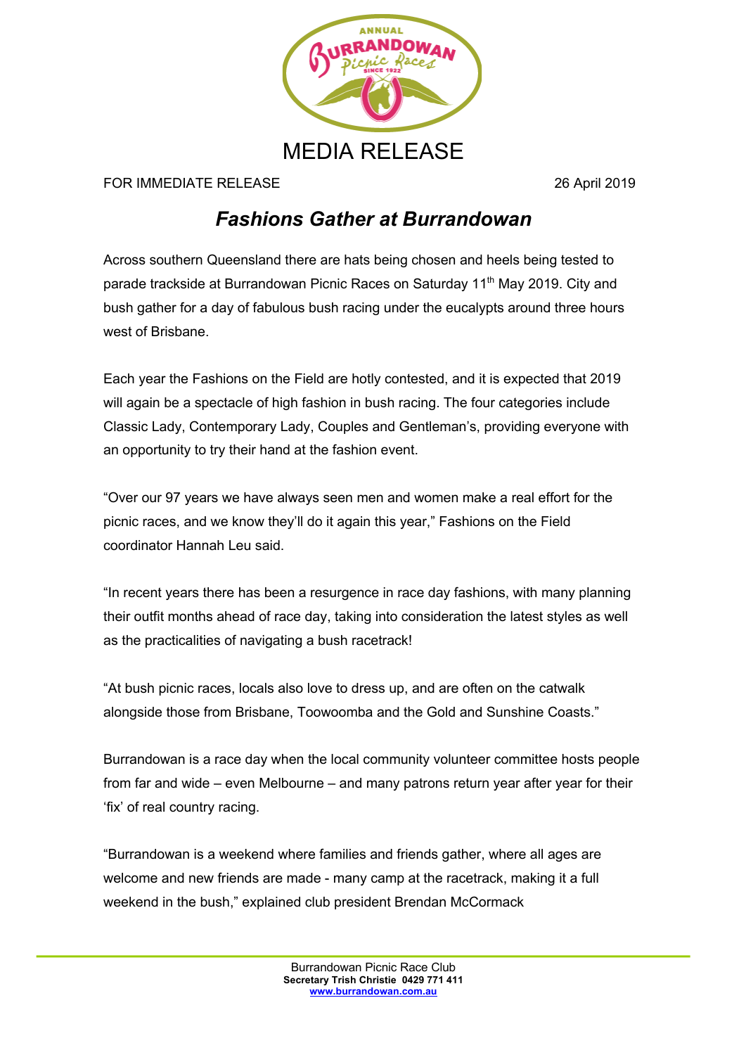# MEDIA RELEASE

FOR IMMEDIATE RELEASE 26 April 2019

## *Fashions Gather at Burrandowan*

Across southern Queensland there are hats being chosen and heels being tested to parade trackside at Burrandowan Picnic Races on Saturday 11th May 2019. City and bush gather for a day of fabulous bush racing under the eucalypts around three hours west of Brisbane.

Each year the Fashions on the Field are hotly contested, and it is expected that 2019 will again be a spectacle of high fashion in bush racing. The four categories include Classic Lady, Contemporary Lady, Couples and Gentleman's, providing everyone with an opportunity to try their hand at the fashion event.

"Over our 97 years we have always seen men and women make a real effort for the picnic races, and we know they'll do it again this year," Fashions on the Field coordinator Hannah Leu said.

"In recent years there has been a resurgence in race day fashions, with many planning their outfit months ahead of race day, taking into consideration the latest styles as well as the practicalities of navigating a bush racetrack!

"At bush picnic races, locals also love to dress up, and are often on the catwalk alongside those from Brisbane, Toowoomba and the Gold and Sunshine Coasts."

Burrandowan is a race day when the local community volunteer committee hosts people from far and wide – even Melbourne – and many patrons return year after year for their 'fix' of real country racing.

"Burrandowan is a weekend where families and friends gather, where all ages are welcome and new friends are made - many camp at the racetrack, making it a full weekend in the bush," explained club president Brendan McCormack

Burrandowan Picnic Race Club
**Secretary Trish Christie 0429 771 411**
**www.burrandowan.com.au**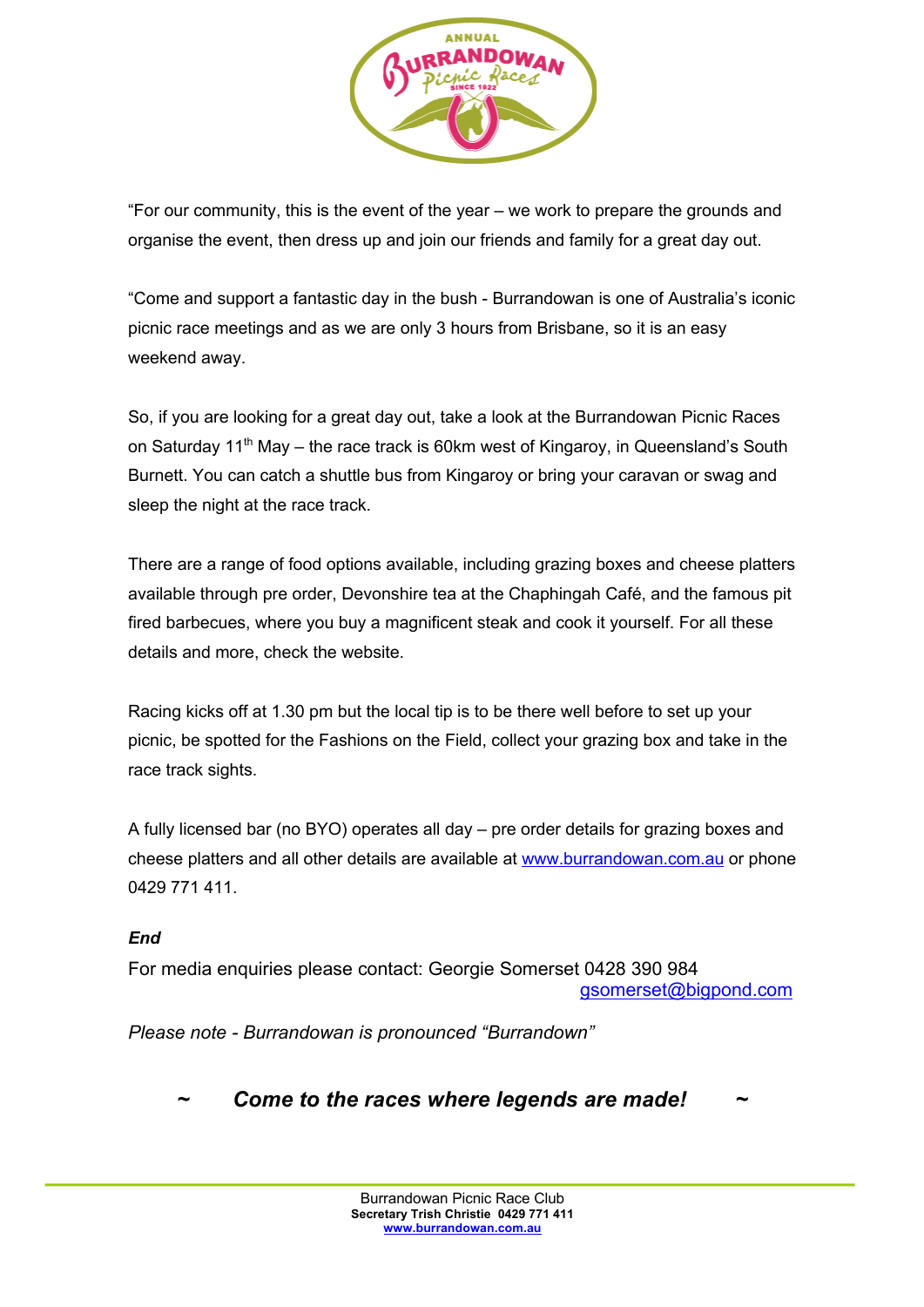"For our community, this is the event of the year – we work to prepare the grounds and organise the event, then dress up and join our friends and family for a great day out.

"Come and support a fantastic day in the bush - Burrandowan is one of Australia's iconic picnic race meetings and as we are only 3 hours from Brisbane, so it is an easy weekend away.

So, if you are looking for a great day out, take a look at the Burrandowan Picnic Races on Saturday 11th May – the race track is 60km west of Kingaroy, in Queensland's South Burnett. You can catch a shuttle bus from Kingaroy or bring your caravan or swag and sleep the night at the race track.

There are a range of food options available, including grazing boxes and cheese platters available through pre order, Devonshire tea at the Chaphingah Café, and the famous pit fired barbecues, where you buy a magnificent steak and cook it yourself. For all these details and more, check the website.

Racing kicks off at 1.30 pm but the local tip is to be there well before to set up your picnic, be spotted for the Fashions on the Field, collect your grazing box and take in the race track sights.

A fully licensed bar (no BYO) operates all day – pre order details for grazing boxes and cheese platters and all other details are available at www.burrandowan.com.au or phone 0429 771 411.

***End***

For media enquiries please contact: Georgie Somerset 0428 390 984
gsomerset@bigpond.com

*Please note - Burrandowan is pronounced "Burrandown"*

***~ Come to the races where legends are made! ~***

Burrandowan Picnic Race Club
**Secretary Trish Christie 0429 771 411**
**www.burrandowan.com.au**